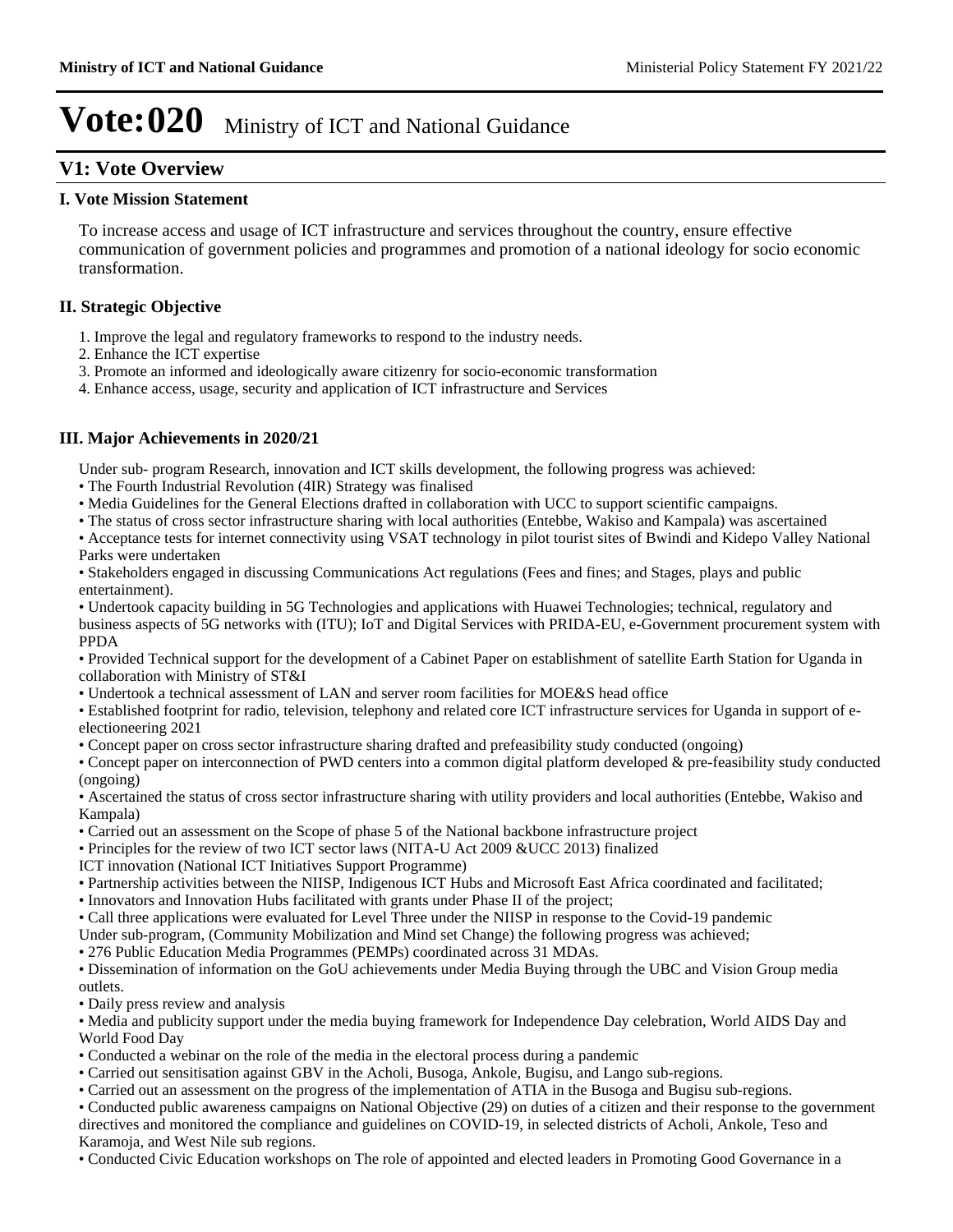# Vote:020 Ministry of ICT and National Guidance

## V1: Vote Overview

### I. Vote Mission Statement

To increase access and usage of ICT infrastructure and services throughout the country, ensure effective communication of government policies and programmes and promotion of a national ideology for socio economic transformation.

### II. Strategic Objective

1. Improve the legal and regulatory frameworks to respond to the industry needs.
2. Enhance the ICT expertise
3. Promote an informed and ideologically aware citizenry for socio-economic transformation
4. Enhance access, usage, security and application of ICT infrastructure and Services

### III. Major Achievements in 2020/21

Under sub- program Research, innovation and ICT skills development, the following progress was achieved:

- The Fourth Industrial Revolution (4IR) Strategy was finalised
- Media Guidelines for the General Elections drafted in collaboration with UCC to support scientific campaigns.
- The status of cross sector infrastructure sharing with local authorities (Entebbe, Wakiso and Kampala) was ascertained
- Acceptance tests for internet connectivity using VSAT technology in pilot tourist sites of Bwindi and Kidepo Valley National Parks were undertaken
- Stakeholders engaged in discussing Communications Act regulations (Fees and fines; and Stages, plays and public entertainment).
- Undertook capacity building in 5G Technologies and applications with Huawei Technologies; technical, regulatory and business aspects of 5G networks with (ITU); IoT and Digital Services with PRIDA-EU, e-Government procurement system with PPDA
- Provided Technical support for the development of a Cabinet Paper on establishment of satellite Earth Station for Uganda in collaboration with Ministry of ST&I
- Undertook a technical assessment of LAN and server room facilities for MOE&S head office
- Established footprint for radio, television, telephony and related core ICT infrastructure services for Uganda in support of e-electioneering 2021
- Concept paper on cross sector infrastructure sharing drafted and prefeasibility study conducted (ongoing)
- Concept paper on interconnection of PWD centers into a common digital platform developed & pre-feasibility study conducted (ongoing)
- Ascertained the status of cross sector infrastructure sharing with utility providers and local authorities (Entebbe, Wakiso and Kampala)
- Carried out an assessment on the Scope of phase 5 of the National backbone infrastructure project
- Principles for the review of two ICT sector laws (NITA-U Act 2009 &UCC 2013) finalized

ICT innovation (National ICT Initiatives Support Programme)

- Partnership activities between the NIISP, Indigenous ICT Hubs and Microsoft East Africa coordinated and facilitated;
- Innovators and Innovation Hubs facilitated with grants under Phase II of the project;
- Call three applications were evaluated for Level Three under the NIISP in response to the Covid-19 pandemic

Under sub-program, (Community Mobilization and Mind set Change) the following progress was achieved;

- 276 Public Education Media Programmes (PEMPs) coordinated across 31 MDAs.
- Dissemination of information on the GoU achievements under Media Buying through the UBC and Vision Group media outlets.
- Daily press review and analysis
- Media and publicity support under the media buying framework for Independence Day celebration, World AIDS Day and World Food Day
- Conducted a webinar on the role of the media in the electoral process during a pandemic
- Carried out sensitisation against GBV in the Acholi, Busoga, Ankole, Bugisu, and Lango sub-regions.
- Carried out an assessment on the progress of the implementation of ATIA in the Busoga and Bugisu sub-regions.
- Conducted public awareness campaigns on National Objective (29) on duties of a citizen and their response to the government directives and monitored the compliance and guidelines on COVID-19, in selected districts of Acholi, Ankole, Teso and Karamoja, and West Nile sub regions.
- Conducted Civic Education workshops on The role of appointed and elected leaders in Promoting Good Governance in a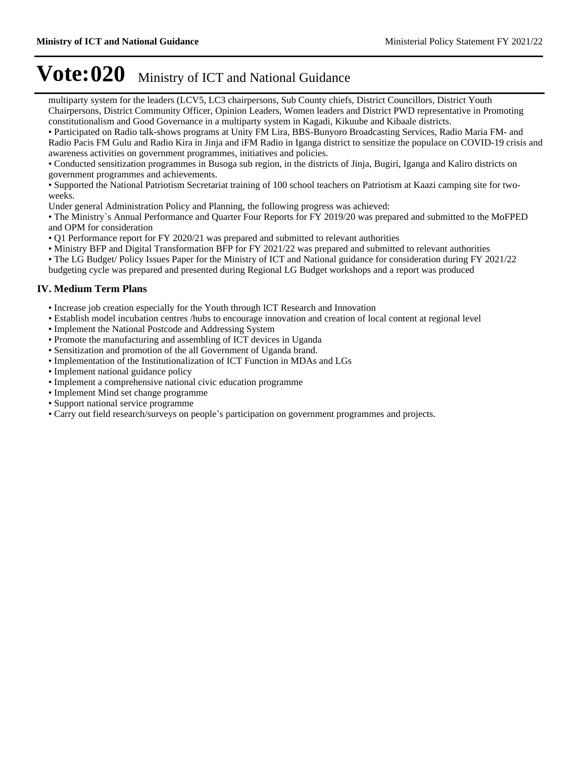multiparty system for the leaders (LCV5, LC3 chairpersons, Sub County chiefs, District Councillors, District Youth Chairpersons, District Community Officer, Opinion Leaders, Women leaders and District PWD representative in Promoting constitutionalism and Good Governance in a multiparty system in Kagadi, Kikuube and Kibaale districts.

• Participated on Radio talk-shows programs at Unity FM Lira, BBS-Bunyoro Broadcasting Services, Radio Maria FM- and Radio Pacis FM Gulu and Radio Kira in Jinja and iFM Radio in Iganga district to sensitize the populace on COVID-19 crisis and awareness activities on government programmes, initiatives and policies.

• Conducted sensitization programmes in Busoga sub region, in the districts of Jinja, Bugiri, Iganga and Kaliro districts on government programmes and achievements.

• Supported the National Patriotism Secretariat training of 100 school teachers on Patriotism at Kaazi camping site for two-weeks.

Under general Administration Policy and Planning, the following progress was achieved:

• The Ministry`s Annual Performance and Quarter Four Reports for FY 2019/20 was prepared and submitted to the MoFPED and OPM for consideration

• Q1 Performance report for FY 2020/21 was prepared and submitted to relevant authorities

• Ministry BFP and Digital Transformation BFP for FY 2021/22 was prepared and submitted to relevant authorities

• The LG Budget/ Policy Issues Paper for the Ministry of ICT and National guidance for consideration during FY 2021/22 budgeting cycle was prepared and presented during Regional LG Budget workshops and a report was produced

## IV. Medium Term Plans

• Increase job creation especially for the Youth through ICT Research and Innovation
• Establish model incubation centres /hubs to encourage innovation and creation of local content at regional level
• Implement the National Postcode and Addressing System
• Promote the manufacturing and assembling of ICT devices in Uganda
• Sensitization and promotion of the all Government of Uganda brand.
• Implementation of the Institutionalization of ICT Function in MDAs and LGs
• Implement national guidance policy
• Implement a comprehensive national civic education programme
• Implement Mind set change programme
• Support national service programme
• Carry out field research/surveys on people's participation on government programmes and projects.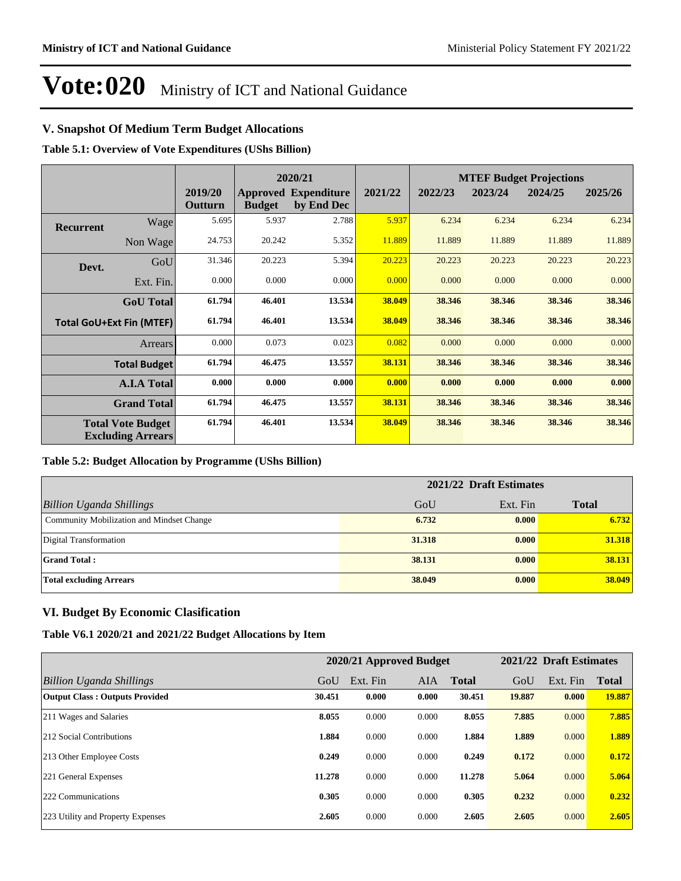# Vote:020 Ministry of ICT and National Guidance

## V. Snapshot Of Medium Term Budget Allocations

**Table 5.1: Overview of Vote Expenditures (UShs Billion)**

| | | | 2020/21 | | | MTEF Budget Projections | | | |
|---|---|---|---|---|---|---|---|---|---|
| | | 2019/20 Outturn | Approved Budget | Expenditure by End Dec | 2021/22 | 2022/23 | 2023/24 | 2024/25 | 2025/26 |
| Recurrent | Wage | 5.695 | 5.937 | 2.788 | 5.937 | 6.234 | 6.234 | 6.234 | 6.234 |
| | Non Wage | 24.753 | 20.242 | 5.352 | 11.889 | 11.889 | 11.889 | 11.889 | 11.889 |
| Devt. | GoU | 31.346 | 20.223 | 5.394 | 20.223 | 20.223 | 20.223 | 20.223 | 20.223 |
| | Ext. Fin. | 0.000 | 0.000 | 0.000 | 0.000 | 0.000 | 0.000 | 0.000 | 0.000 |
| | **GoU Total** | **61.794** | **46.401** | **13.534** | **38.049** | **38.346** | **38.346** | **38.346** | **38.346** |
| **Total GoU+Ext Fin (MTEF)** | | **61.794** | **46.401** | **13.534** | **38.049** | **38.346** | **38.346** | **38.346** | **38.346** |
| | Arrears | 0.000 | 0.073 | 0.023 | 0.082 | 0.000 | 0.000 | 0.000 | 0.000 |
| | **Total Budget** | **61.794** | **46.475** | **13.557** | **38.131** | **38.346** | **38.346** | **38.346** | **38.346** |
| | **A.I.A Total** | **0.000** | **0.000** | **0.000** | **0.000** | **0.000** | **0.000** | **0.000** | **0.000** |
| | **Grand Total** | **61.794** | **46.475** | **13.557** | **38.131** | **38.346** | **38.346** | **38.346** | **38.346** |
| **Total Vote Budget Excluding Arrears** | | **61.794** | **46.401** | **13.534** | **38.049** | **38.346** | **38.346** | **38.346** | **38.346** |

**Table 5.2: Budget Allocation by Programme (UShs Billion)**

| | 2021/22 Draft Estimates | | |
|---|---|---|---|
| *Billion Uganda Shillings* | GoU | Ext. Fin | **Total** |
| Community Mobilization and Mindset Change | **6.732** | **0.000** | **6.732** |
| Digital Transformation | **31.318** | **0.000** | **31.318** |
| **Grand Total :** | **38.131** | **0.000** | **38.131** |
| **Total excluding Arrears** | **38.049** | **0.000** | **38.049** |

## VI. Budget By Economic Clasification

**Table V6.1 2020/21 and 2021/22 Budget Allocations by Item**

| | 2020/21 Approved Budget | | | | 2021/22 Draft Estimates | | |
|---|---|---|---|---|---|---|---|
| *Billion Uganda Shillings* | GoU | Ext. Fin | AIA | **Total** | GoU | Ext. Fin | **Total** |
| **Output Class : Outputs Provided** | **30.451** | **0.000** | **0.000** | **30.451** | **19.887** | **0.000** | **19.887** |
| 211 Wages and Salaries | **8.055** | 0.000 | 0.000 | **8.055** | **7.885** | 0.000 | **7.885** |
| 212 Social Contributions | **1.884** | 0.000 | 0.000 | **1.884** | **1.889** | 0.000 | **1.889** |
| 213 Other Employee Costs | **0.249** | 0.000 | 0.000 | **0.249** | **0.172** | 0.000 | **0.172** |
| 221 General Expenses | **11.278** | 0.000 | 0.000 | **11.278** | **5.064** | 0.000 | **5.064** |
| 222 Communications | **0.305** | 0.000 | 0.000 | **0.305** | **0.232** | 0.000 | **0.232** |
| 223 Utility and Property Expenses | **2.605** | 0.000 | 0.000 | **2.605** | **2.605** | 0.000 | **2.605** |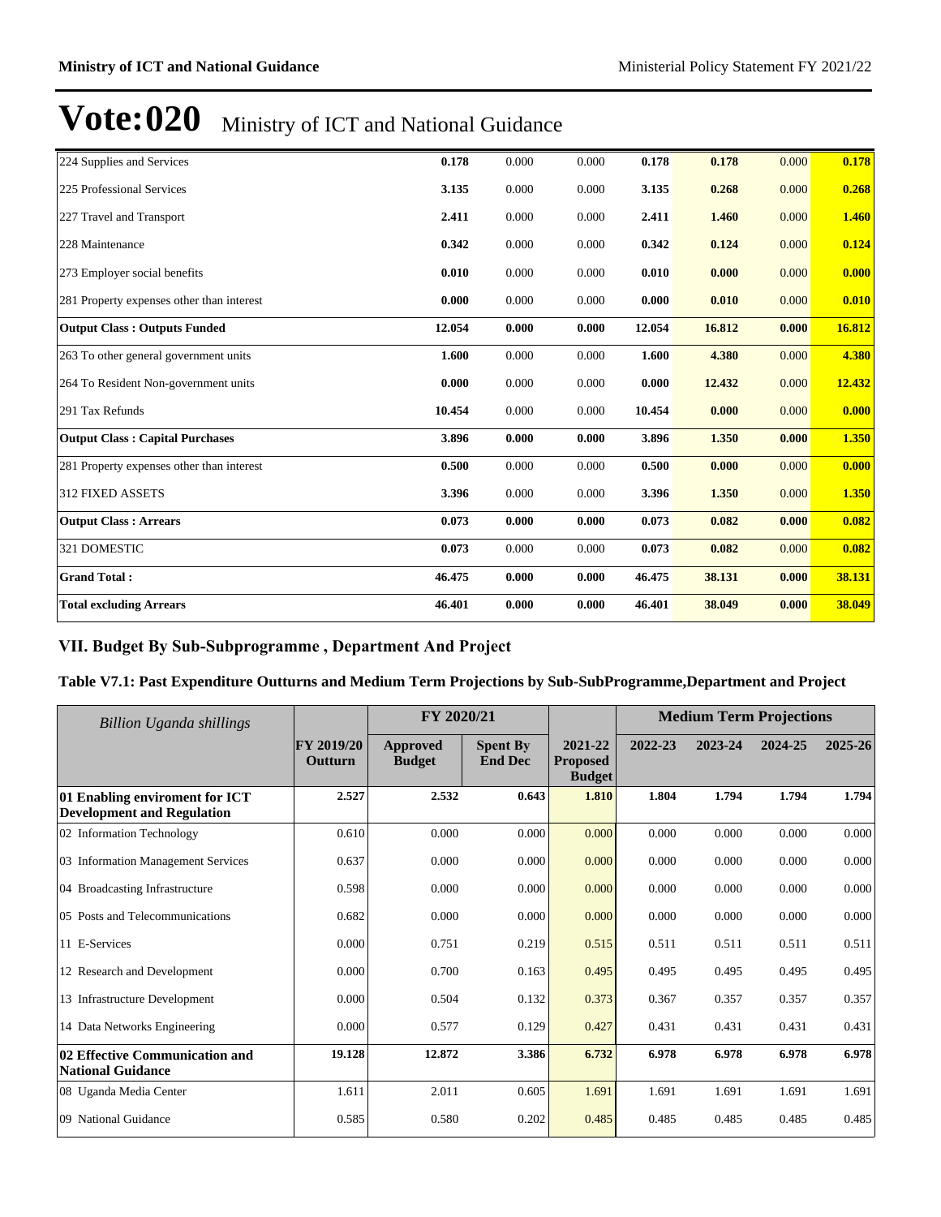# Vote:020 Ministry of ICT and National Guidance

| | | | | | | | |
|---|---|---|---|---|---|---|---|
| 224 Supplies and Services | **0.178** | 0.000 | 0.000 | **0.178** | **0.178** | 0.000 | **0.178** |
| 225 Professional Services | **3.135** | 0.000 | 0.000 | **3.135** | **0.268** | 0.000 | **0.268** |
| 227 Travel and Transport | **2.411** | 0.000 | 0.000 | **2.411** | **1.460** | 0.000 | **1.460** |
| 228 Maintenance | **0.342** | 0.000 | 0.000 | **0.342** | **0.124** | 0.000 | **0.124** |
| 273 Employer social benefits | **0.010** | 0.000 | 0.000 | **0.010** | **0.000** | 0.000 | **0.000** |
| 281 Property expenses other than interest | **0.000** | 0.000 | 0.000 | **0.000** | **0.010** | 0.000 | **0.010** |
| **Output Class : Outputs Funded** | **12.054** | **0.000** | **0.000** | **12.054** | **16.812** | **0.000** | **16.812** |
| 263 To other general government units | **1.600** | 0.000 | 0.000 | **1.600** | **4.380** | 0.000 | **4.380** |
| 264 To Resident Non-government units | **0.000** | 0.000 | 0.000 | **0.000** | **12.432** | 0.000 | **12.432** |
| 291 Tax Refunds | **10.454** | 0.000 | 0.000 | **10.454** | **0.000** | 0.000 | **0.000** |
| **Output Class : Capital Purchases** | **3.896** | **0.000** | **0.000** | **3.896** | **1.350** | **0.000** | **1.350** |
| 281 Property expenses other than interest | **0.500** | 0.000 | 0.000 | **0.500** | **0.000** | 0.000 | **0.000** |
| 312 FIXED ASSETS | **3.396** | 0.000 | 0.000 | **3.396** | **1.350** | 0.000 | **1.350** |
| **Output Class : Arrears** | **0.073** | **0.000** | **0.000** | **0.073** | **0.082** | **0.000** | **0.082** |
| 321 DOMESTIC | **0.073** | 0.000 | 0.000 | **0.073** | **0.082** | 0.000 | **0.082** |
| **Grand Total :** | **46.475** | **0.000** | **0.000** | **46.475** | **38.131** | **0.000** | **38.131** |
| **Total excluding Arrears** | **46.401** | **0.000** | **0.000** | **46.401** | **38.049** | **0.000** | **38.049** |

## VII. Budget By Sub-Subprogramme , Department And Project

### Table V7.1: Past Expenditure Outturns and Medium Term Projections by Sub-SubProgramme,Department and Project

| *Billion Uganda shillings* | | FY 2020/21 | | | Medium Term Projections | | | |
|---|---|---|---|---|---|---|---|---|
| | **FY 2019/20 Outturn** | **Approved Budget** | **Spent By End Dec** | **2021-22 Proposed Budget** | **2022-23** | **2023-24** | **2024-25** | **2025-26** |
| **01 Enabling enviroment for ICT Development and Regulation** | **2.527** | **2.532** | **0.643** | **1.810** | **1.804** | **1.794** | **1.794** | **1.794** |
| 02 Information Technology | 0.610 | 0.000 | 0.000 | 0.000 | 0.000 | 0.000 | 0.000 | 0.000 |
| 03 Information Management Services | 0.637 | 0.000 | 0.000 | 0.000 | 0.000 | 0.000 | 0.000 | 0.000 |
| 04 Broadcasting Infrastructure | 0.598 | 0.000 | 0.000 | 0.000 | 0.000 | 0.000 | 0.000 | 0.000 |
| 05 Posts and Telecommunications | 0.682 | 0.000 | 0.000 | 0.000 | 0.000 | 0.000 | 0.000 | 0.000 |
| 11 E-Services | 0.000 | 0.751 | 0.219 | 0.515 | 0.511 | 0.511 | 0.511 | 0.511 |
| 12 Research and Development | 0.000 | 0.700 | 0.163 | 0.495 | 0.495 | 0.495 | 0.495 | 0.495 |
| 13 Infrastructure Development | 0.000 | 0.504 | 0.132 | 0.373 | 0.367 | 0.357 | 0.357 | 0.357 |
| 14 Data Networks Engineering | 0.000 | 0.577 | 0.129 | 0.427 | 0.431 | 0.431 | 0.431 | 0.431 |
| **02 Effective Communication and National Guidance** | **19.128** | **12.872** | **3.386** | **6.732** | **6.978** | **6.978** | **6.978** | **6.978** |
| 08 Uganda Media Center | 1.611 | 2.011 | 0.605 | 1.691 | 1.691 | 1.691 | 1.691 | 1.691 |
| 09 National Guidance | 0.585 | 0.580 | 0.202 | 0.485 | 0.485 | 0.485 | 0.485 | 0.485 |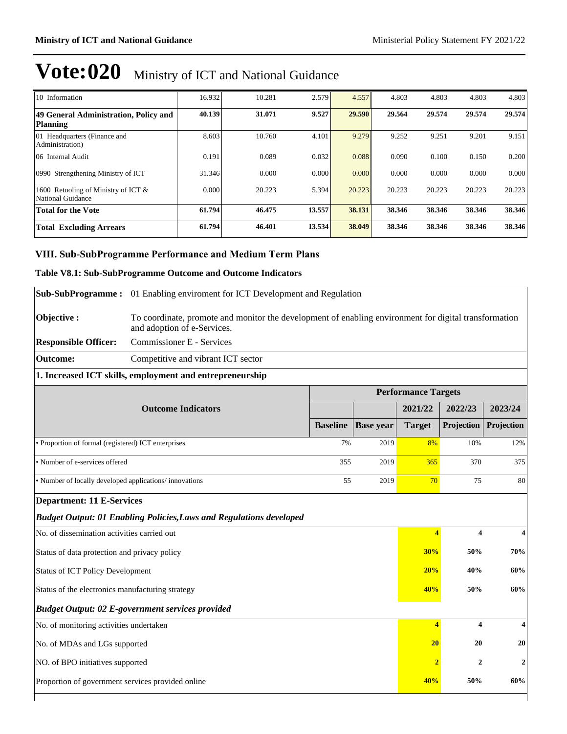# Vote:020 Ministry of ICT and National Guidance

| 10 Information | 16.932 | 10.281 | 2.579 | 4.557 | 4.803 | 4.803 | 4.803 | 4.803 |
|---|---|---|---|---|---|---|---|---|
| **49 General Administration, Policy and Planning** | **40.139** | **31.071** | **9.527** | **29.590** | **29.564** | **29.574** | **29.574** | **29.574** |
| 01 Headquarters (Finance and Administration) | 8.603 | 10.760 | 4.101 | 9.279 | 9.252 | 9.251 | 9.201 | 9.151 |
| 06 Internal Audit | 0.191 | 0.089 | 0.032 | 0.088 | 0.090 | 0.100 | 0.150 | 0.200 |
| 0990 Strengthening Ministry of ICT | 31.346 | 0.000 | 0.000 | 0.000 | 0.000 | 0.000 | 0.000 | 0.000 |
| 1600 Retooling of Ministry of ICT & National Guidance | 0.000 | 20.223 | 5.394 | 20.223 | 20.223 | 20.223 | 20.223 | 20.223 |
| **Total for the Vote** | **61.794** | **46.475** | **13.557** | **38.131** | **38.346** | **38.346** | **38.346** | **38.346** |
| **Total Excluding Arrears** | **61.794** | **46.401** | **13.534** | **38.049** | **38.346** | **38.346** | **38.346** | **38.346** |

## VIII. Sub-SubProgramme Performance and Medium Term Plans

### Table V8.1: Sub-SubProgramme Outcome and Outcome Indicators

**Sub-SubProgramme :** 01 Enabling enviroment for ICT Development and Regulation

**Objective :** To coordinate, promote and monitor the development of enabling environment for digital transformation and adoption of e-Services.

**Responsible Officer:** Commissioner E - Services

**Outcome:** Competitive and vibrant ICT sector

**1. Increased ICT skills, employment and entrepreneurship**

| Outcome Indicators | Performance Targets | | | | |
|---|---|---|---|---|---|
| | | | 2021/22 | 2022/23 | 2023/24 |
| | Baseline | Base year | Target | Projection | Projection |
| • Proportion of formal (registered) ICT enterprises | 7% | 2019 | 8% | 10% | 12% |
| • Number of e-services offered | 355 | 2019 | 365 | 370 | 375 |
| • Number of locally developed applications/ innovations | 55 | 2019 | 70 | 75 | 80 |

**Department: 11 E-Services**

***Budget Output: 01 Enabling Policies,Laws and Regulations developed***

| | 2021/22 | 2022/23 | 2023/24 |
|---|---|---|---|
| No. of dissemination activities carried out | **4** | **4** | **4** |
| Status of data protection and privacy policy | **30%** | **50%** | **70%** |
| Status of ICT Policy Development | **20%** | **40%** | **60%** |
| Status of the electronics manufacturing strategy | **40%** | **50%** | **60%** |

***Budget Output: 02 E-government services provided***

| | 2021/22 | 2022/23 | 2023/24 |
|---|---|---|---|
| No. of monitoring activities undertaken | **4** | **4** | **4** |
| No. of MDAs and LGs supported | **20** | **20** | **20** |
| NO. of BPO initiatives supported | **2** | **2** | **2** |
| Proportion of government services provided online | **40%** | **50%** | **60%** |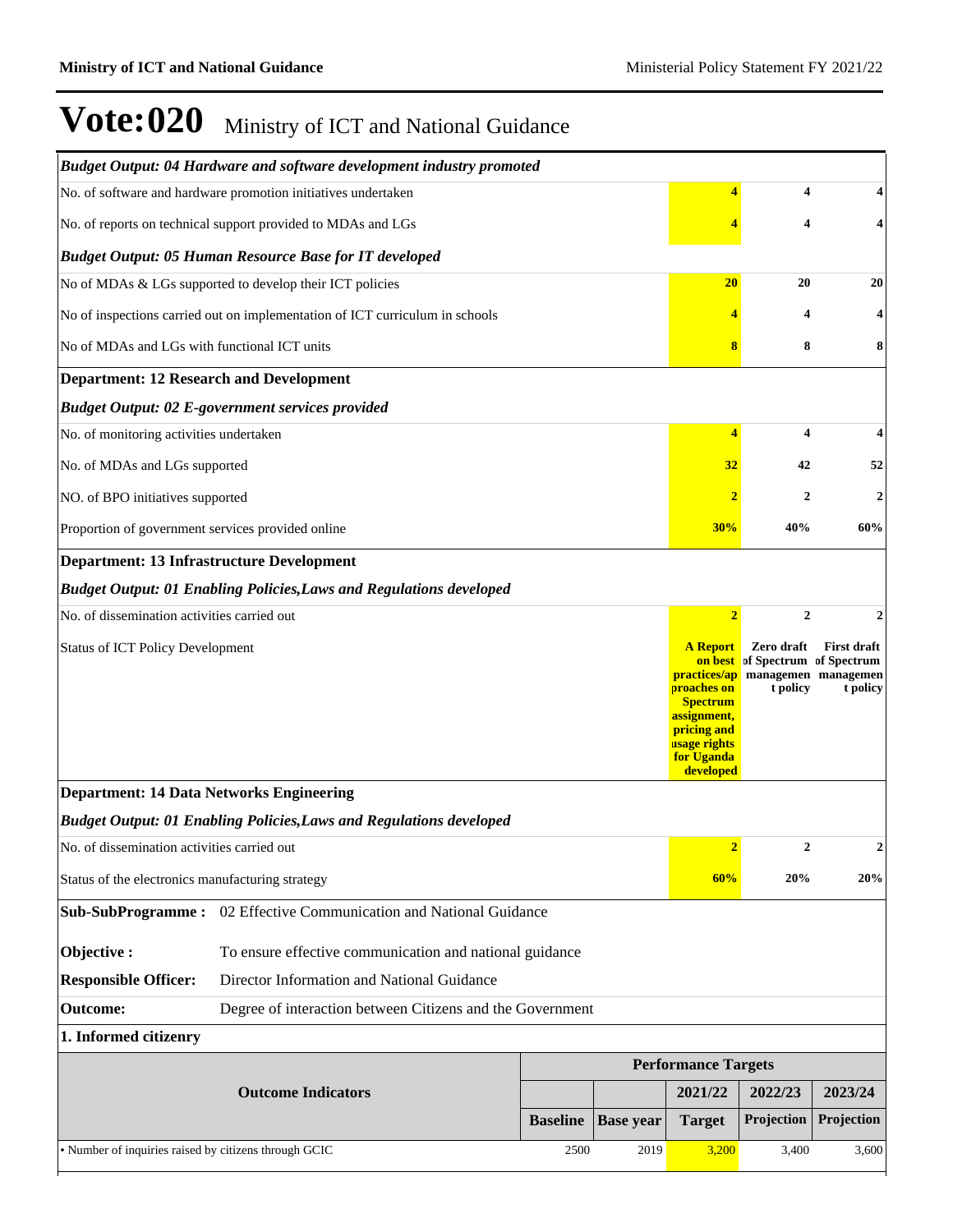# Vote:020 Ministry of ICT and National Guidance

| | | | | | |
|---|---|---|---|---|---|
| ***Budget Output: 04 Hardware and software development industry promoted*** | | | | | |
| No. of software and hardware promotion initiatives undertaken | | | 4 | 4 | 4 |
| No. of reports on technical support provided to MDAs and LGs | | | 4 | 4 | 4 |
| ***Budget Output: 05 Human Resource Base for IT developed*** | | | | | |
| No of MDAs & LGs supported to develop their ICT policies | | | 20 | 20 | 20 |
| No of inspections carried out on implementation of ICT curriculum in schools | | | 4 | 4 | 4 |
| No of MDAs and LGs with functional ICT units | | | 8 | 8 | 8 |
| **Department: 12 Research and Development** | | | | | |
| ***Budget Output: 02 E-government services provided*** | | | | | |
| No. of monitoring activities undertaken | | | 4 | 4 | 4 |
| No. of MDAs and LGs supported | | | 32 | 42 | 52 |
| NO. of BPO initiatives supported | | | 2 | 2 | 2 |
| Proportion of government services provided online | | | 30% | 40% | 60% |
| **Department: 13 Infrastructure Development** | | | | | |
| ***Budget Output: 01 Enabling Policies,Laws and Regulations developed*** | | | | | |
| No. of dissemination activities carried out | | | 2 | 2 | 2 |
| Status of ICT Policy Development | | | A Report on best practices/approaches on Spectrum assignment, pricing and usage rights for Uganda developed | Zero draft of Spectrum management policy | First draft of Spectrum management policy |
| **Department: 14 Data Networks Engineering** | | | | | |
| ***Budget Output: 01 Enabling Policies,Laws and Regulations developed*** | | | | | |
| No. of dissemination activities carried out | | | 2 | 2 | 2 |
| Status of the electronics manufacturing strategy | | | 60% | 20% | 20% |

**Sub-SubProgramme :** 02 Effective Communication and National Guidance

**Objective :** To ensure effective communication and national guidance

**Responsible Officer:** Director Information and National Guidance

**Outcome:** Degree of interaction between Citizens and the Government

**1. Informed citizenry**

| Outcome Indicators | Performance Targets | | | | |
|---|---|---|---|---|---|
| | | | 2021/22 | 2022/23 | 2023/24 |
| | Baseline | Base year | Target | Projection | Projection |
| • Number of inquiries raised by citizens through GCIC | 2500 | 2019 | 3,200 | 3,400 | 3,600 |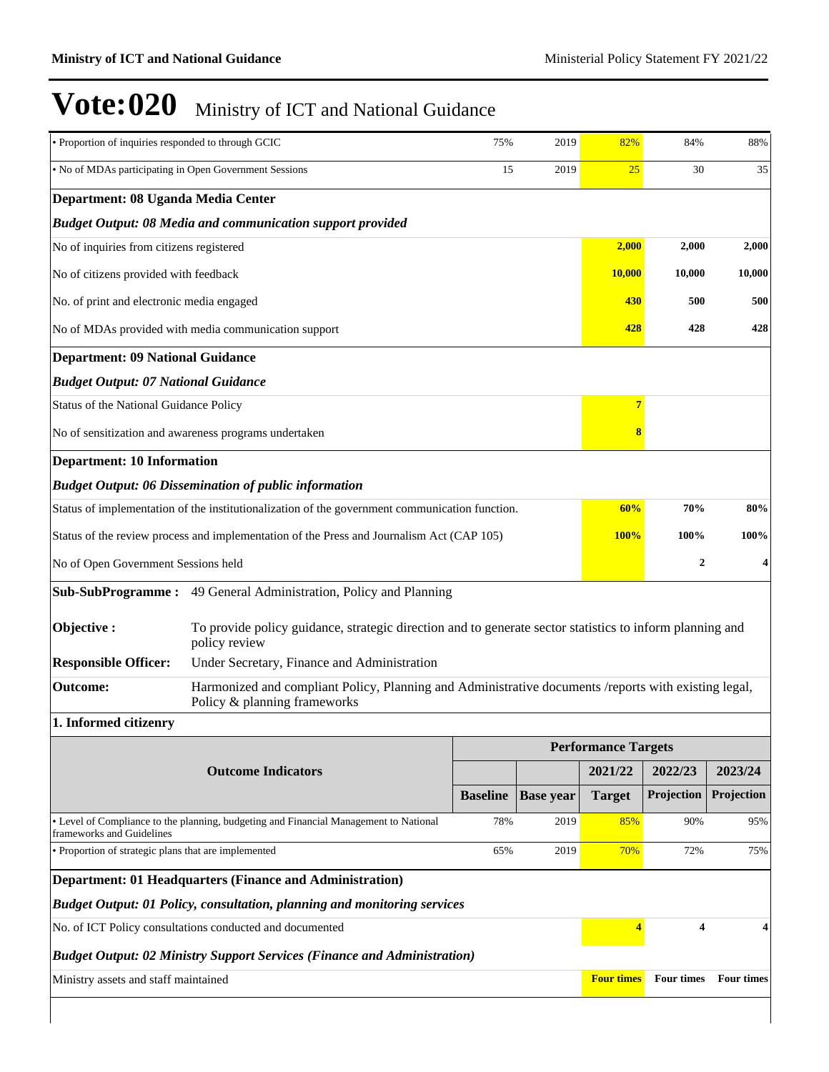# Vote:020 Ministry of ICT and National Guidance

| | Baseline | Base year | 2021/22 Target | 2022/23 Projection | 2023/24 Projection |
|---|---|---|---|---|---|
| • Proportion of inquiries responded to through GCIC | 75% | 2019 | 82% | 84% | 88% |
| • No of MDAs participating in Open Government Sessions | 15 | 2019 | 25 | 30 | 35 |
| **Department: 08 Uganda Media Center** | | | | | |
| ***Budget Output: 08 Media and communication support provided*** | | | | | |
| No of inquiries from citizens registered | | | **2,000** | **2,000** | **2,000** |
| No of citizens provided with feedback | | | **10,000** | **10,000** | **10,000** |
| No. of print and electronic media engaged | | | **430** | **500** | **500** |
| No of MDAs provided with media communication support | | | **428** | **428** | **428** |
| **Department: 09 National Guidance** | | | | | |
| ***Budget Output: 07 National Guidance*** | | | | | |
| Status of the National Guidance Policy | | | **7** | | |
| No of sensitization and awareness programs undertaken | | | **8** | | |
| **Department: 10 Information** | | | | | |
| ***Budget Output: 06 Dissemination of public information*** | | | | | |
| Status of implementation of the institutionalization of the government communication function. | | | **60%** | **70%** | **80%** |
| Status of the review process and implementation of the Press and Journalism Act (CAP 105) | | | **100%** | **100%** | **100%** |
| No of Open Government Sessions held | | | | **2** | **4** |

**Sub-SubProgramme :** 49 General Administration, Policy and Planning

**Objective :** To provide policy guidance, strategic direction and to generate sector statistics to inform planning and policy review

**Responsible Officer:** Under Secretary, Finance and Administration

**Outcome:** Harmonized and compliant Policy, Planning and Administrative documents /reports with existing legal, Policy & planning frameworks

**1. Informed citizenry**

| Outcome Indicators | Performance Targets | | | | |
|---|---|---|---|---|---|
| | | | 2021/22 | 2022/23 | 2023/24 |
| | Baseline | Base year | Target | Projection | Projection |
| • Level of Compliance to the planning, budgeting and Financial Management to National frameworks and Guidelines | 78% | 2019 | 85% | 90% | 95% |
| • Proportion of strategic plans that are implemented | 65% | 2019 | 70% | 72% | 75% |
| **Department: 01 Headquarters (Finance and Administration)** | | | | | |
| ***Budget Output: 01 Policy, consultation, planning and monitoring services*** | | | | | |
| No. of ICT Policy consultations conducted and documented | | | **4** | **4** | **4** |
| ***Budget Output: 02 Ministry Support Services (Finance and Administration)*** | | | | | |
| Ministry assets and staff maintained | | | **Four times** | **Four times** | **Four times** |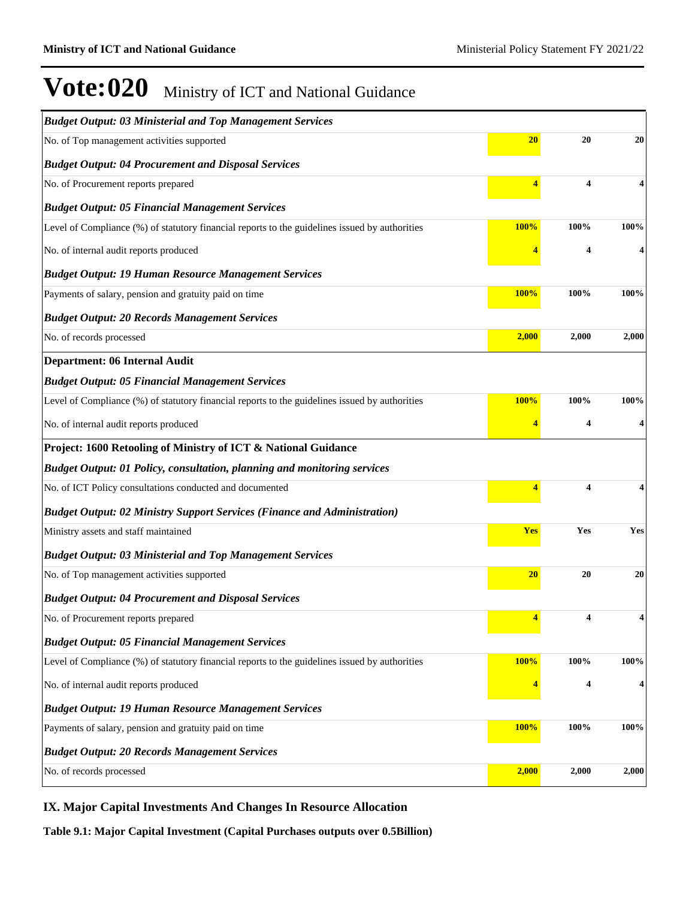# Vote:020 Ministry of ICT and National Guidance

| | | | |
|---|---|---|---|
| ***Budget Output: 03 Ministerial and Top Management Services*** | | | |
| No. of Top management activities supported | **20** | **20** | **20** |
| ***Budget Output: 04 Procurement and Disposal Services*** | | | |
| No. of Procurement reports prepared | **4** | **4** | **4** |
| ***Budget Output: 05 Financial Management Services*** | | | |
| Level of Compliance (%) of statutory financial reports to the guidelines issued by authorities | **100%** | **100%** | **100%** |
| No. of internal audit reports produced | **4** | **4** | **4** |
| ***Budget Output: 19 Human Resource Management Services*** | | | |
| Payments of salary, pension and gratuity paid on time | **100%** | **100%** | **100%** |
| ***Budget Output: 20 Records Management Services*** | | | |
| No. of records processed | **2,000** | **2,000** | **2,000** |
| **Department: 06 Internal Audit** | | | |
| ***Budget Output: 05 Financial Management Services*** | | | |
| Level of Compliance (%) of statutory financial reports to the guidelines issued by authorities | **100%** | **100%** | **100%** |
| No. of internal audit reports produced | **4** | **4** | **4** |
| **Project: 1600 Retooling of Ministry of ICT & National Guidance** | | | |
| ***Budget Output: 01 Policy, consultation, planning and monitoring services*** | | | |
| No. of ICT Policy consultations conducted and documented | **4** | **4** | **4** |
| ***Budget Output: 02 Ministry Support Services (Finance and Administration)*** | | | |
| Ministry assets and staff maintained | **Yes** | **Yes** | **Yes** |
| ***Budget Output: 03 Ministerial and Top Management Services*** | | | |
| No. of Top management activities supported | **20** | **20** | **20** |
| ***Budget Output: 04 Procurement and Disposal Services*** | | | |
| No. of Procurement reports prepared | **4** | **4** | **4** |
| ***Budget Output: 05 Financial Management Services*** | | | |
| Level of Compliance (%) of statutory financial reports to the guidelines issued by authorities | **100%** | **100%** | **100%** |
| No. of internal audit reports produced | **4** | **4** | **4** |
| ***Budget Output: 19 Human Resource Management Services*** | | | |
| Payments of salary, pension and gratuity paid on time | **100%** | **100%** | **100%** |
| ***Budget Output: 20 Records Management Services*** | | | |
| No. of records processed | **2,000** | **2,000** | **2,000** |

## IX. Major Capital Investments And Changes In Resource Allocation

**Table 9.1: Major Capital Investment (Capital Purchases outputs over 0.5Billion)**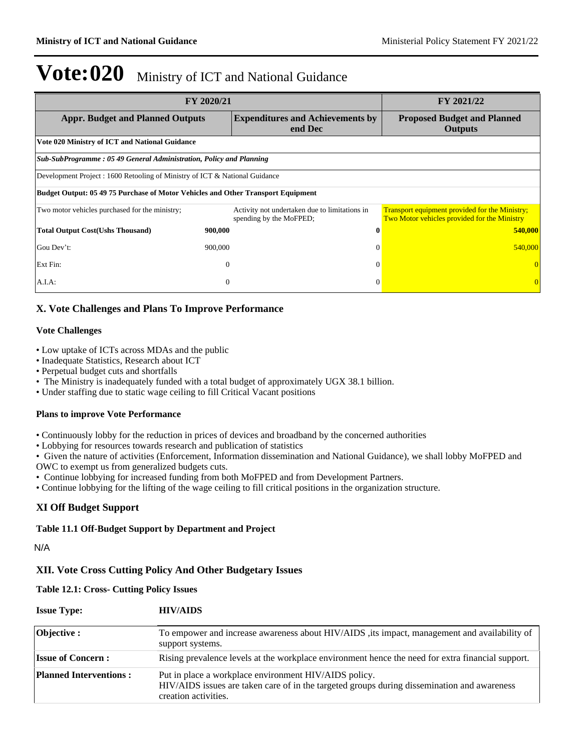# Vote:020 Ministry of ICT and National Guidance

| FY 2020/21 | | | FY 2021/22 |
|---|---|---|---|
| **Appr. Budget and Planned Outputs** | | **Expenditures and Achievements by end Dec** | **Proposed Budget and Planned Outputs** |
| **Vote 020 Ministry of ICT and National Guidance** | | | |
| ***Sub-SubProgramme : 05 49 General Administration, Policy and Planning*** | | | |
| Development Project : 1600 Retooling of Ministry of ICT & National Guidance | | | |
| **Budget Output: 05 49 75 Purchase of Motor Vehicles and Other Transport Equipment** | | | |
| Two motor vehicles purchased for the ministry; | | Activity not undertaken due to limitations in spending by the MoFPED; | Transport equipment provided for the Ministry; Two Motor vehicles provided for the Ministry |
| **Total Output Cost(Ushs Thousand)** | **900,000** | **0** | **540,000** |
| Gou Dev't: | 900,000 | 0 | 540,000 |
| Ext Fin: | 0 | 0 | 0 |
| A.I.A: | 0 | 0 | 0 |

## X. Vote Challenges and Plans To Improve Performance

### Vote Challenges

- Low uptake of ICTs across MDAs and the public
- Inadequate Statistics, Research about ICT
- Perpetual budget cuts and shortfalls
- The Ministry is inadequately funded with a total budget of approximately UGX 38.1 billion.
- Under staffing due to static wage ceiling to fill Critical Vacant positions

### Plans to improve Vote Performance

- Continuously lobby for the reduction in prices of devices and broadband by the concerned authorities
- Lobbying for resources towards research and publication of statistics
- Given the nature of activities (Enforcement, Information dissemination and National Guidance), we shall lobby MoFPED and OWC to exempt us from generalized budgets cuts.
- Continue lobbying for increased funding from both MoFPED and from Development Partners.
- Continue lobbying for the lifting of the wage ceiling to fill critical positions in the organization structure.

## XI Off Budget Support

### Table 11.1 Off-Budget Support by Department and Project

N/A

## XII. Vote Cross Cutting Policy And Other Budgetary Issues

### Table 12.1: Cross- Cutting Policy Issues

**Issue Type:** **HIV/AIDS**

| | |
|---|---|
| **Objective :** | To empower and increase awareness about HIV/AIDS ,its impact, management and availability of support systems. |
| **Issue of Concern :** | Rising prevalence levels at the workplace environment hence the need for extra financial support. |
| **Planned Interventions :** | Put in place a workplace environment HIV/AIDS policy.<br>HIV/AIDS issues are taken care of in the targeted groups during dissemination and awareness creation activities. |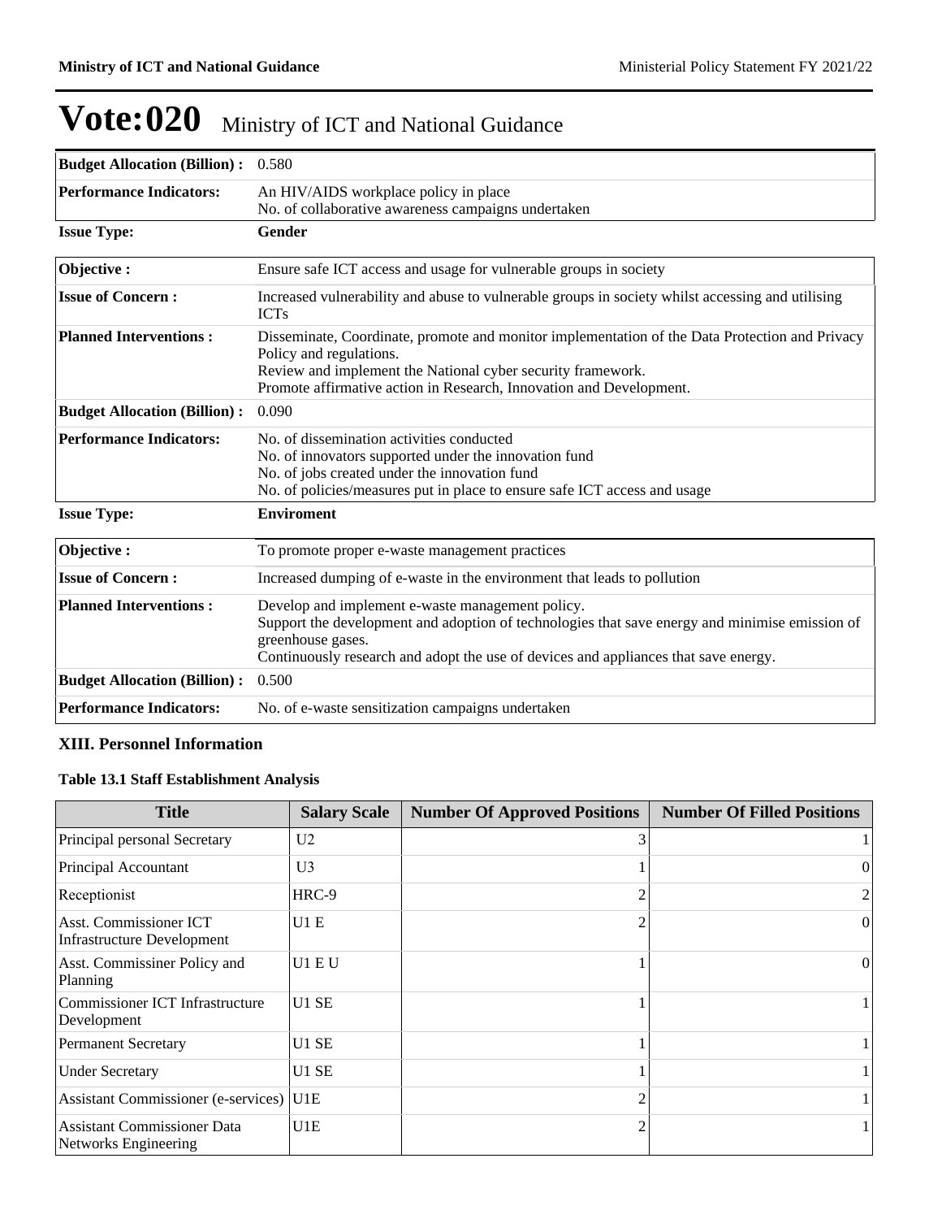# Vote:020 Ministry of ICT and National Guidance

| | |
|---|---|
| **Budget Allocation (Billion) :** | 0.580 |
| **Performance Indicators:** | An HIV/AIDS workplace policy in place<br>No. of collaborative awareness campaigns undertaken |

**Issue Type:** **Gender**

| | |
|---|---|
| **Objective :** | Ensure safe ICT access and usage for vulnerable groups in society |
| **Issue of Concern :** | Increased vulnerability and abuse to vulnerable groups in society whilst accessing and utilising ICTs |
| **Planned Interventions :** | Disseminate, Coordinate, promote and monitor implementation of the Data Protection and Privacy Policy and regulations.<br>Review and implement the National cyber security framework.<br>Promote affirmative action in Research, Innovation and Development. |
| **Budget Allocation (Billion) :** | 0.090 |
| **Performance Indicators:** | No. of dissemination activities conducted<br>No. of innovators supported under the innovation fund<br>No. of jobs created under the innovation fund<br>No. of policies/measures put in place to ensure safe ICT access and usage |

**Issue Type:** **Enviroment**

| | |
|---|---|
| **Objective :** | To promote proper e-waste management practices |
| **Issue of Concern :** | Increased dumping of e-waste in the environment that leads to pollution |
| **Planned Interventions :** | Develop and implement e-waste management policy.<br>Support the development and adoption of technologies that save energy and minimise emission of greenhouse gases.<br>Continuously research and adopt the use of devices and appliances that save energy. |
| **Budget Allocation (Billion) :** | 0.500 |
| **Performance Indicators:** | No. of e-waste sensitization campaigns undertaken |

## XIII. Personnel Information

### Table 13.1 Staff Establishment Analysis

| Title | Salary Scale | Number Of Approved Positions | Number Of Filled Positions |
|---|---|---|---|
| Principal personal Secretary | U2 | 3 | 1 |
| Principal Accountant | U3 | 1 | 0 |
| Receptionist | HRC-9 | 2 | 2 |
| Asst. Commissioner ICT Infrastructure Development | U1 E | 2 | 0 |
| Asst. Commissiner Policy and Planning | U1 E U | 1 | 0 |
| Commissioner ICT Infrastructure Development | U1 SE | 1 | 1 |
| Permanent Secretary | U1 SE | 1 | 1 |
| Under Secretary | U1 SE | 1 | 1 |
| Assistant Commissioner (e-services) | U1E | 2 | 1 |
| Assistant Commissioner Data Networks Engineering | U1E | 2 | 1 |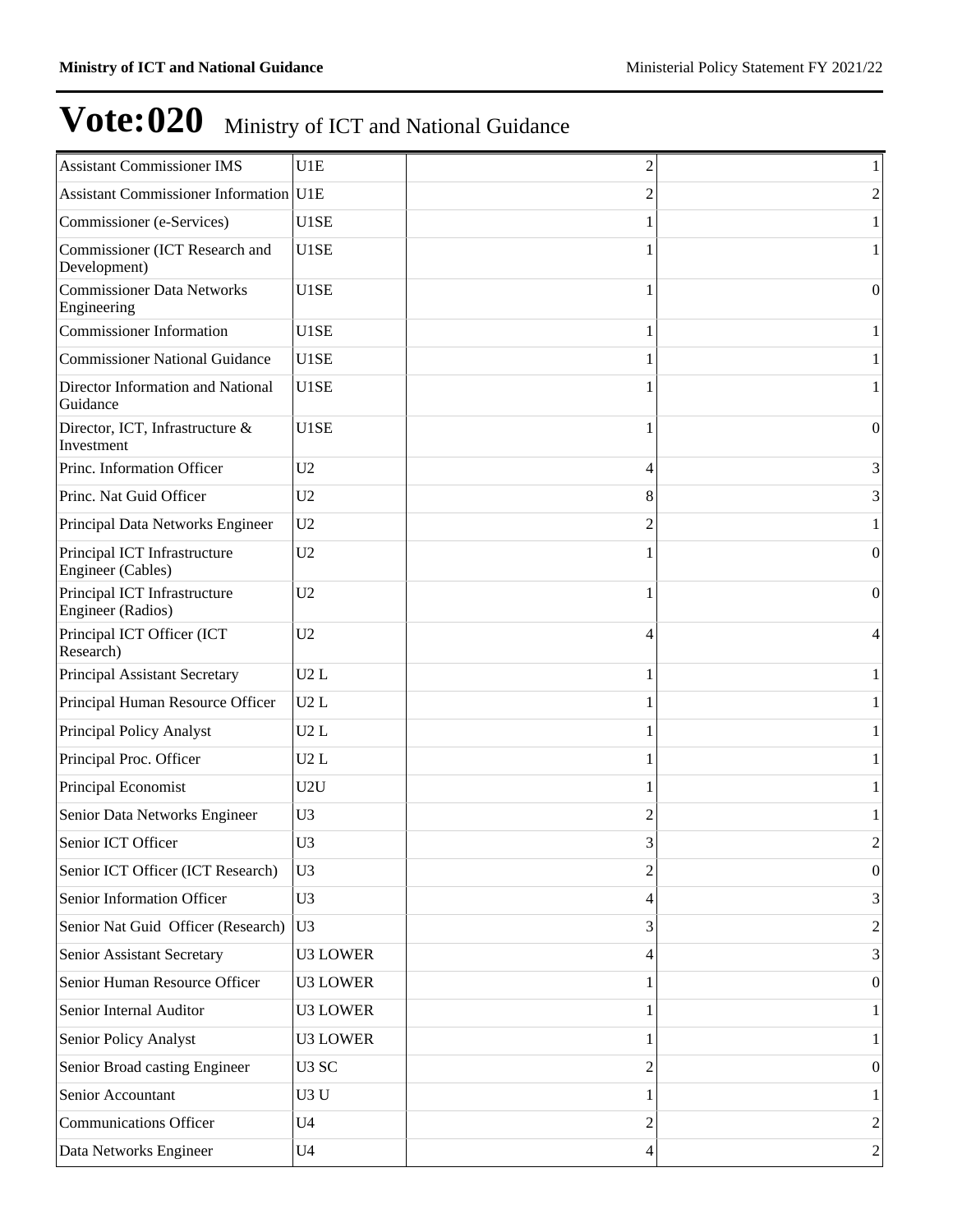# Vote:020 Ministry of ICT and National Guidance

| | | | |
|---|---|---|---|
| Assistant Commissioner IMS | U1E | 2 | 1 |
| Assistant Commissioner Information | U1E | 2 | 2 |
| Commissioner (e-Services) | U1SE | 1 | 1 |
| Commissioner (ICT Research and Development) | U1SE | 1 | 1 |
| Commissioner Data Networks Engineering | U1SE | 1 | 0 |
| Commissioner Information | U1SE | 1 | 1 |
| Commissioner National Guidance | U1SE | 1 | 1 |
| Director Information and National Guidance | U1SE | 1 | 1 |
| Director, ICT, Infrastructure & Investment | U1SE | 1 | 0 |
| Princ. Information Officer | U2 | 4 | 3 |
| Princ. Nat Guid Officer | U2 | 8 | 3 |
| Principal Data Networks Engineer | U2 | 2 | 1 |
| Principal ICT Infrastructure Engineer (Cables) | U2 | 1 | 0 |
| Principal ICT Infrastructure Engineer (Radios) | U2 | 1 | 0 |
| Principal ICT Officer (ICT Research) | U2 | 4 | 4 |
| Principal Assistant Secretary | U2 L | 1 | 1 |
| Principal Human Resource Officer | U2 L | 1 | 1 |
| Principal Policy Analyst | U2 L | 1 | 1 |
| Principal Proc. Officer | U2 L | 1 | 1 |
| Principal Economist | U2U | 1 | 1 |
| Senior Data Networks Engineer | U3 | 2 | 1 |
| Senior ICT Officer | U3 | 3 | 2 |
| Senior ICT Officer (ICT Research) | U3 | 2 | 0 |
| Senior Information Officer | U3 | 4 | 3 |
| Senior Nat Guid Officer (Research) | U3 | 3 | 2 |
| Senior Assistant Secretary | U3 LOWER | 4 | 3 |
| Senior Human Resource Officer | U3 LOWER | 1 | 0 |
| Senior Internal Auditor | U3 LOWER | 1 | 1 |
| Senior Policy Analyst | U3 LOWER | 1 | 1 |
| Senior Broad casting Engineer | U3 SC | 2 | 0 |
| Senior Accountant | U3 U | 1 | 1 |
| Communications Officer | U4 | 2 | 2 |
| Data Networks Engineer | U4 | 4 | 2 |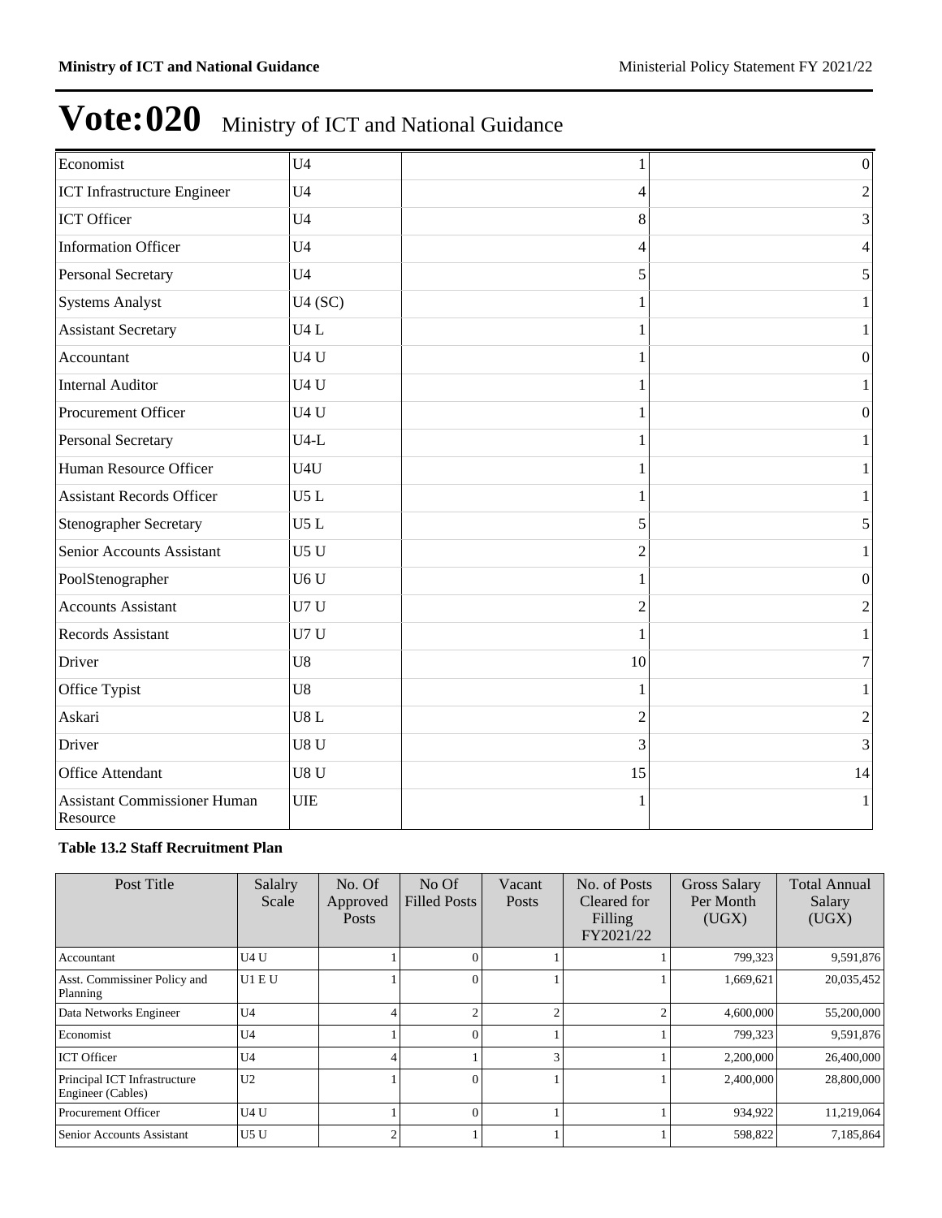# Vote:020 Ministry of ICT and National Guidance

| | | | |
|---|---|---|---|
| Economist | U4 | 1 | 0 |
| ICT Infrastructure Engineer | U4 | 4 | 2 |
| ICT Officer | U4 | 8 | 3 |
| Information Officer | U4 | 4 | 4 |
| Personal Secretary | U4 | 5 | 5 |
| Systems Analyst | U4 (SC) | 1 | 1 |
| Assistant Secretary | U4 L | 1 | 1 |
| Accountant | U4 U | 1 | 0 |
| Internal Auditor | U4 U | 1 | 1 |
| Procurement Officer | U4 U | 1 | 0 |
| Personal Secretary | U4-L | 1 | 1 |
| Human Resource Officer | U4U | 1 | 1 |
| Assistant Records Officer | U5 L | 1 | 1 |
| Stenographer Secretary | U5 L | 5 | 5 |
| Senior Accounts Assistant | U5 U | 2 | 1 |
| PoolStenographer | U6 U | 1 | 0 |
| Accounts Assistant | U7 U | 2 | 2 |
| Records Assistant | U7 U | 1 | 1 |
| Driver | U8 | 10 | 7 |
| Office Typist | U8 | 1 | 1 |
| Askari | U8 L | 2 | 2 |
| Driver | U8 U | 3 | 3 |
| Office Attendant | U8 U | 15 | 14 |
| Assistant Commissioner Human Resource | UIE | 1 | 1 |

**Table 13.2 Staff Recruitment Plan**

| Post Title | Salalry Scale | No. Of Approved Posts | No Of Filled Posts | Vacant Posts | No. of Posts Cleared for Filling FY2021/22 | Gross Salary Per Month (UGX) | Total Annual Salary (UGX) |
|---|---|---|---|---|---|---|---|
| Accountant | U4 U | 1 | 0 | 1 | 1 | 799,323 | 9,591,876 |
| Asst. Commissiner Policy and Planning | U1 E U | 1 | 0 | 1 | 1 | 1,669,621 | 20,035,452 |
| Data Networks Engineer | U4 | 4 | 2 | 2 | 2 | 4,600,000 | 55,200,000 |
| Economist | U4 | 1 | 0 | 1 | 1 | 799,323 | 9,591,876 |
| ICT Officer | U4 | 4 | 1 | 3 | 1 | 2,200,000 | 26,400,000 |
| Principal ICT Infrastructure Engineer (Cables) | U2 | 1 | 0 | 1 | 1 | 2,400,000 | 28,800,000 |
| Procurement Officer | U4 U | 1 | 0 | 1 | 1 | 934,922 | 11,219,064 |
| Senior Accounts Assistant | U5 U | 2 | 1 | 1 | 1 | 598,822 | 7,185,864 |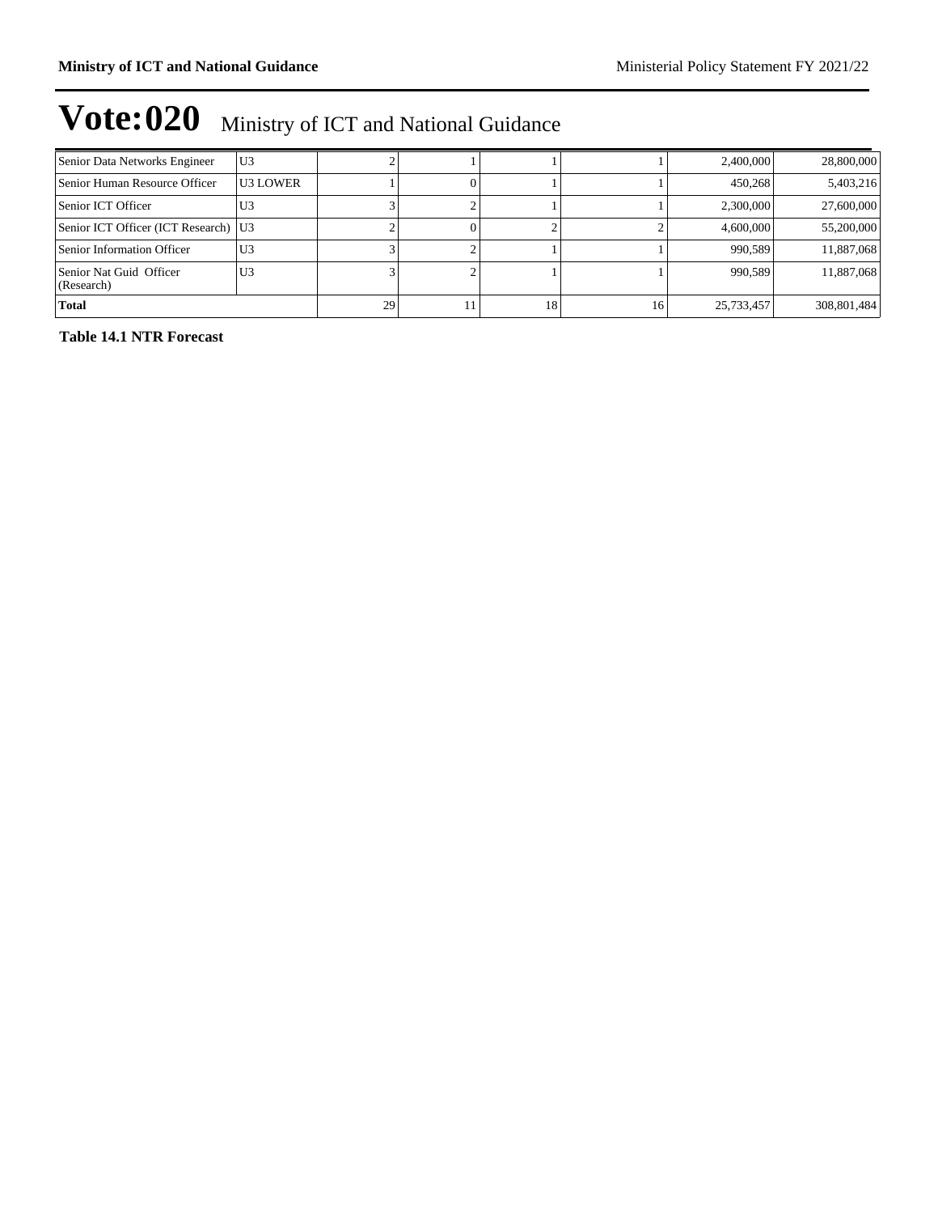# Vote:020 Ministry of ICT and National Guidance

| | | | | | | | |
|---|---|---|---|---|---|---|---|
| Senior Data Networks Engineer | U3 | 2 | 1 | 1 | 1 | 2,400,000 | 28,800,000 |
| Senior Human Resource Officer | U3 LOWER | 1 | 0 | 1 | 1 | 450,268 | 5,403,216 |
| Senior ICT Officer | U3 | 3 | 2 | 1 | 1 | 2,300,000 | 27,600,000 |
| Senior ICT Officer (ICT Research) | U3 | 2 | 0 | 2 | 2 | 4,600,000 | 55,200,000 |
| Senior Information Officer | U3 | 3 | 2 | 1 | 1 | 990,589 | 11,887,068 |
| Senior Nat Guid Officer (Research) | U3 | 3 | 2 | 1 | 1 | 990,589 | 11,887,068 |
| **Total** | | 29 | 11 | 18 | 16 | 25,733,457 | 308,801,484 |

**Table 14.1 NTR Forecast**